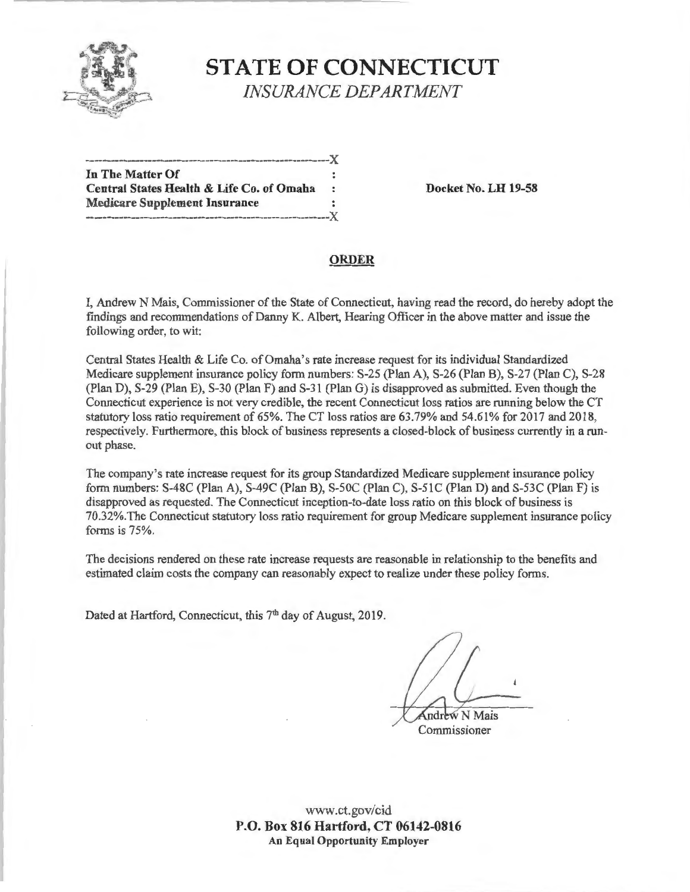# STATE OF CONNECTICUT

*INSURANCE DEPARTMENT*

---

**In The Matter Of**
**Central States Health & Life Co. of Omaha**
**Medicare Supplement Insurance**

---

**Docket No. LH 19-58**

## ORDER

I, Andrew N Mais, Commissioner of the State of Connecticut, having read the record, do hereby adopt the findings and recommendations of Danny K. Albert, Hearing Officer in the above matter and issue the following order, to wit:

Central States Health & Life Co. of Omaha's rate increase request for its individual Standardized Medicare supplement insurance policy form numbers: S-25 (Plan A), S-26 (Plan B), S-27 (Plan C), S-28 (Plan D), S-29 (Plan E), S-30 (Plan F) and S-31 (Plan G) is disapproved as submitted. Even though the Connecticut experience is not very credible, the recent Connecticut loss ratios are running below the CT statutory loss ratio requirement of 65%. The CT loss ratios are 63.79% and 54.61% for 2017 and 2018, respectively. Furthermore, this block of business represents a closed-block of business currently in a run-out phase.

The company's rate increase request for its group Standardized Medicare supplement insurance policy form numbers: S-48C (Plan A), S-49C (Plan B), S-50C (Plan C), S-51C (Plan D) and S-53C (Plan F) is disapproved as requested. The Connecticut inception-to-date loss ratio on this block of business is 70.32%.The Connecticut statutory loss ratio requirement for group Medicare supplement insurance policy forms is 75%.

The decisions rendered on these rate increase requests are reasonable in relationship to the benefits and estimated claim costs the company can reasonably expect to realize under these policy forms.

Dated at Hartford, Connecticut, this 7th day of August, 2019.

Andrew N Mais
Commissioner

www.ct.gov/cid
**P.O. Box 816 Hartford, CT 06142-0816**
**An Equal Opportunity Employer**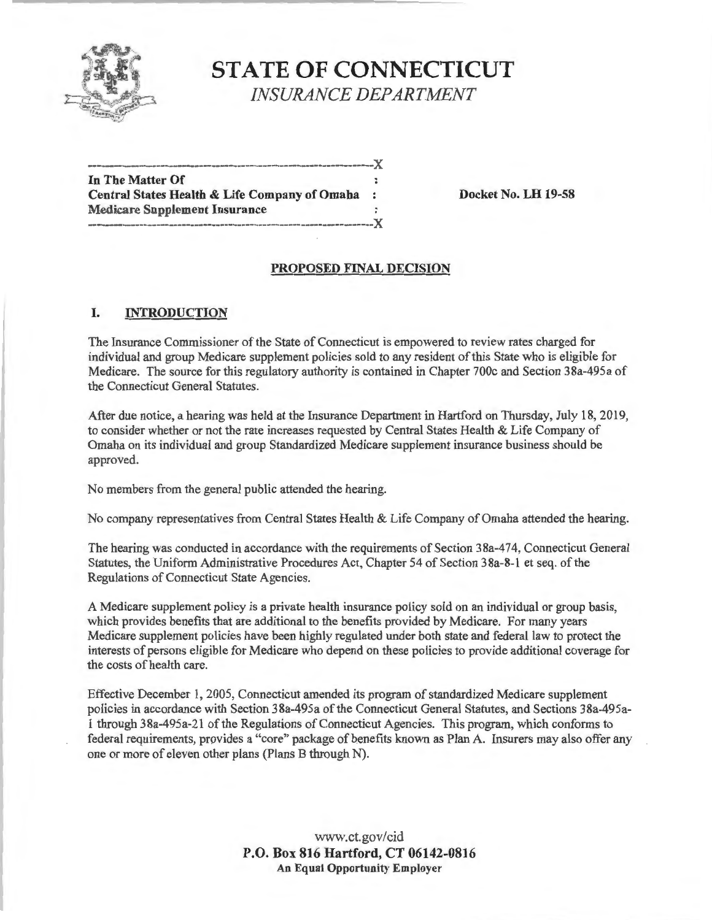# STATE OF CONNECTICUT

*INSURANCE DEPARTMENT*

```
---------------------------------------------------------------X
In The Matter Of                                               :
Central States Health & Life Company of Omaha                  :
Medicare Supplement Insurance                                  :
---------------------------------------------------------------X
```

**In The Matter Of**
**Central States Health & Life Company of Omaha**
**Medicare Supplement Insurance**

**Docket No. LH 19-58**

## PROPOSED FINAL DECISION

### I. INTRODUCTION

The Insurance Commissioner of the State of Connecticut is empowered to review rates charged for individual and group Medicare supplement policies sold to any resident of this State who is eligible for Medicare. The source for this regulatory authority is contained in Chapter 700c and Section 38a-495a of the Connecticut General Statutes.

After due notice, a hearing was held at the Insurance Department in Hartford on Thursday, July 18, 2019, to consider whether or not the rate increases requested by Central States Health & Life Company of Omaha on its individual and group Standardized Medicare supplement insurance business should be approved.

No members from the general public attended the hearing.

No company representatives from Central States Health & Life Company of Omaha attended the hearing.

The hearing was conducted in accordance with the requirements of Section 38a-474, Connecticut General Statutes, the Uniform Administrative Procedures Act, Chapter 54 of Section 38a-8-1 et seq. of the Regulations of Connecticut State Agencies.

A Medicare supplement policy is a private health insurance policy sold on an individual or group basis, which provides benefits that are additional to the benefits provided by Medicare. For many years Medicare supplement policies have been highly regulated under both state and federal law to protect the interests of persons eligible for Medicare who depend on these policies to provide additional coverage for the costs of health care.

Effective December 1, 2005, Connecticut amended its program of standardized Medicare supplement policies in accordance with Section 38a-495a of the Connecticut General Statutes, and Sections 38a-495a-1 through 38a-495a-21 of the Regulations of Connecticut Agencies. This program, which conforms to federal requirements, provides a "core" package of benefits known as Plan A. Insurers may also offer any one or more of eleven other plans (Plans B through N).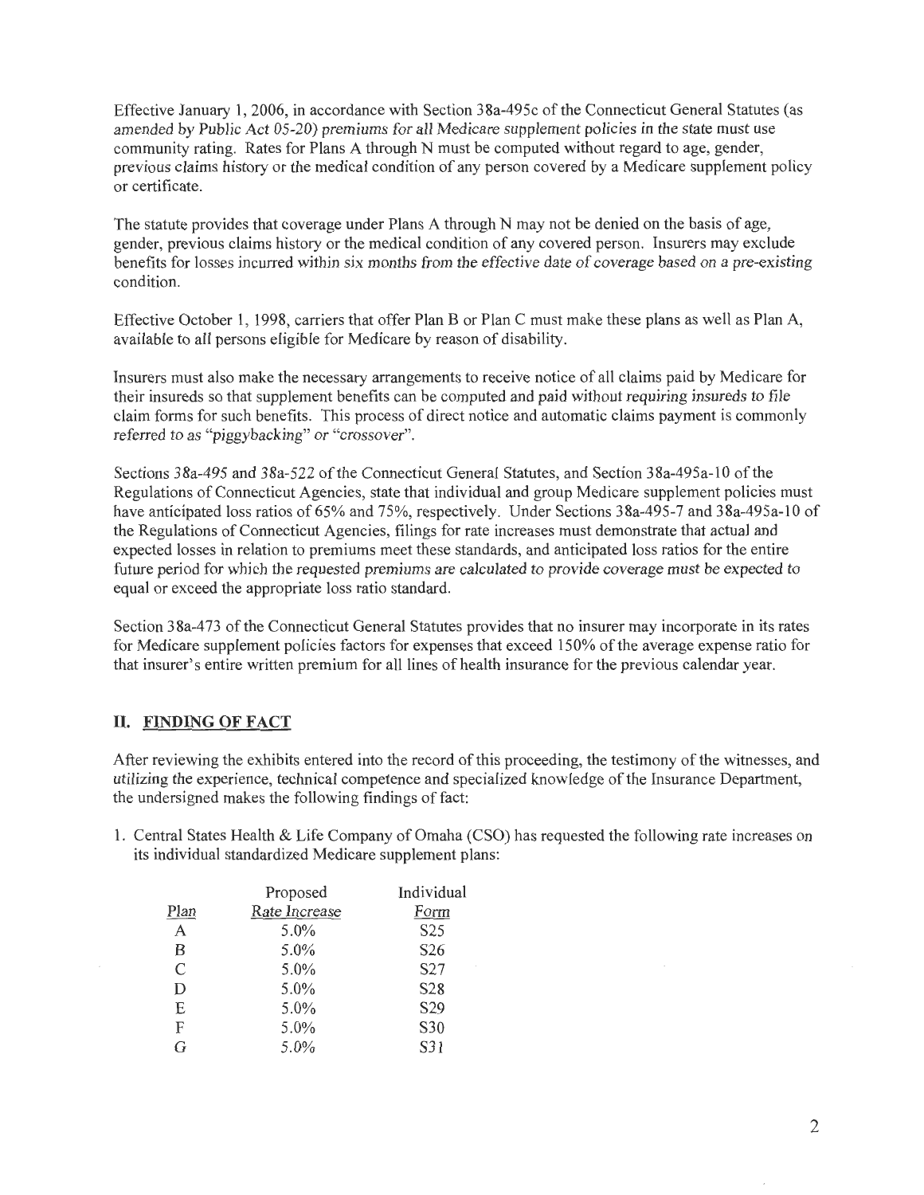Effective January 1, 2006, in accordance with Section 38a-495c of the Connecticut General Statutes (as amended by Public Act 05-20) premiums for all Medicare supplement policies in the state must use community rating. Rates for Plans A through N must be computed without regard to age, gender, previous claims history or the medical condition of any person covered by a Medicare supplement policy or certificate.

The statute provides that coverage under Plans A through N may not be denied on the basis of age, gender, previous claims history or the medical condition of any covered person. Insurers may exclude benefits for losses incurred within six months from the effective date of coverage based on a pre-existing condition.

Effective October 1, 1998, carriers that offer Plan B or Plan C must make these plans as well as Plan A, available to all persons eligible for Medicare by reason of disability.

Insurers must also make the necessary arrangements to receive notice of all claims paid by Medicare for their insureds so that supplement benefits can be computed and paid without requiring insureds to file claim forms for such benefits. This process of direct notice and automatic claims payment is commonly referred to as "piggybacking" or "crossover".

Sections 38a-495 and 38a-522 of the Connecticut General Statutes, and Section 38a-495a-10 of the Regulations of Connecticut Agencies, state that individual and group Medicare supplement policies must have anticipated loss ratios of 65% and 75%, respectively. Under Sections 38a-495-7 and 38a-495a-10 of the Regulations of Connecticut Agencies, filings for rate increases must demonstrate that actual and expected losses in relation to premiums meet these standards, and anticipated loss ratios for the entire future period for which the requested premiums are calculated to provide coverage must be expected to equal or exceed the appropriate loss ratio standard.

Section 38a-473 of the Connecticut General Statutes provides that no insurer may incorporate in its rates for Medicare supplement policies factors for expenses that exceed 150% of the average expense ratio for that insurer's entire written premium for all lines of health insurance for the previous calendar year.

## II. FINDING OF FACT

After reviewing the exhibits entered into the record of this proceeding, the testimony of the witnesses, and utilizing the experience, technical competence and specialized knowledge of the Insurance Department, the undersigned makes the following findings of fact:

1. Central States Health & Life Company of Omaha (CSO) has requested the following rate increases on its individual standardized Medicare supplement plans:

| Plan | Proposed Rate Increase | Individual Form |
|---|---|---|
| A | 5.0% | S25 |
| B | 5.0% | S26 |
| C | 5.0% | S27 |
| D | 5.0% | S28 |
| E | 5.0% | S29 |
| F | 5.0% | S30 |
| G | 5.0% | S31 |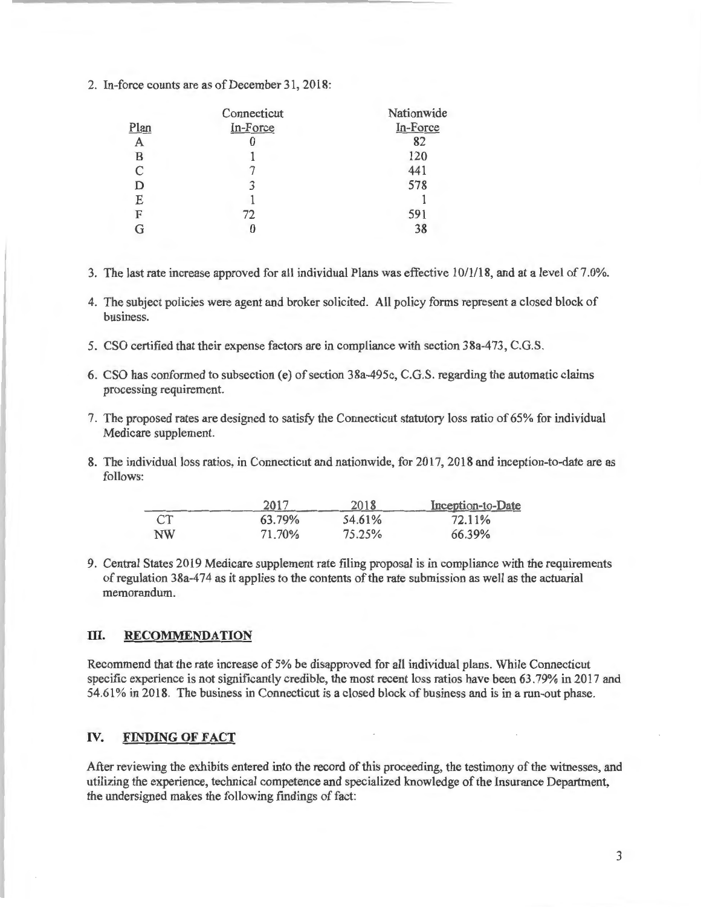2. In-force counts are as of December 31, 2018:

| Plan | Connecticut In-Force | Nationwide In-Force |
|---|---|---|
| A | 0 | 82 |
| B | 1 | 120 |
| C | 7 | 441 |
| D | 3 | 578 |
| E | 1 | 1 |
| F | 72 | 591 |
| G | 0 | 38 |

3. The last rate increase approved for all individual Plans was effective 10/1/18, and at a level of 7.0%.

4. The subject policies were agent and broker solicited. All policy forms represent a closed block of business.

5. CSO certified that their expense factors are in compliance with section 38a-473, C.G.S.

6. CSO has conformed to subsection (e) of section 38a-495c, C.G.S. regarding the automatic claims processing requirement.

7. The proposed rates are designed to satisfy the Connecticut statutory loss ratio of 65% for individual Medicare supplement.

8. The individual loss ratios, in Connecticut and nationwide, for 2017, 2018 and inception-to-date are as follows:

| | 2017 | 2018 | Inception-to-Date |
|---|---|---|---|
| CT | 63.79% | 54.61% | 72.11% |
| NW | 71.70% | 75.25% | 66.39% |

9. Central States 2019 Medicare supplement rate filing proposal is in compliance with the requirements of regulation 38a-474 as it applies to the contents of the rate submission as well as the actuarial memorandum.

## III. RECOMMENDATION

Recommend that the rate increase of 5% be disapproved for all individual plans. While Connecticut specific experience is not significantly credible, the most recent loss ratios have been 63.79% in 2017 and 54.61% in 2018. The business in Connecticut is a closed block of business and is in a run-out phase.

## IV. FINDING OF FACT

After reviewing the exhibits entered into the record of this proceeding, the testimony of the witnesses, and utilizing the experience, technical competence and specialized knowledge of the Insurance Department, the undersigned makes the following findings of fact: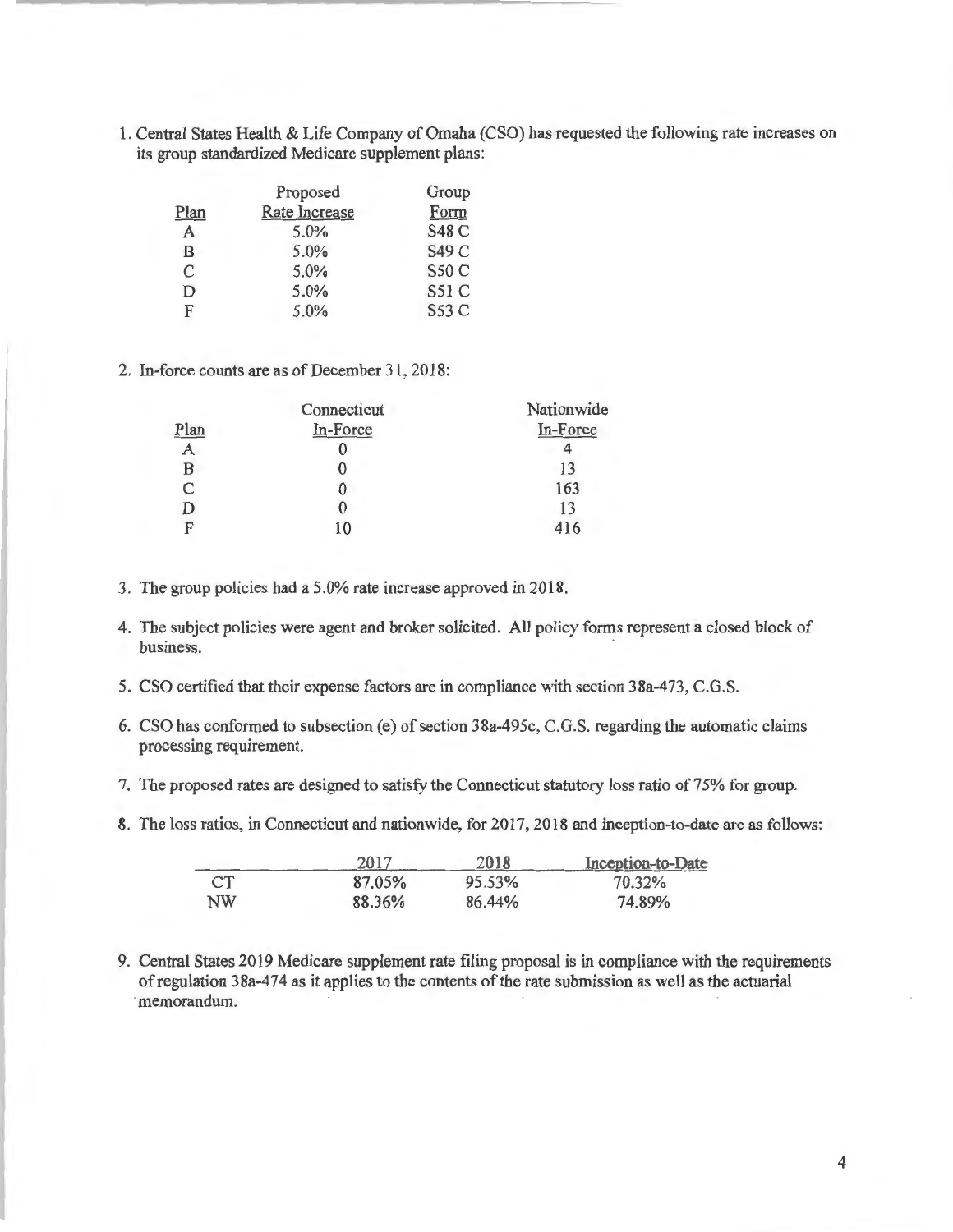1. Central States Health & Life Company of Omaha (CSO) has requested the following rate increases on its group standardized Medicare supplement plans:

| Plan | Proposed Rate Increase | Group Form |
|---|---|---|
| A | 5.0% | S48 C |
| B | 5.0% | S49 C |
| C | 5.0% | S50 C |
| D | 5.0% | S51 C |
| F | 5.0% | S53 C |

2. In-force counts are as of December 31, 2018:

| Plan | Connecticut In-Force | Nationwide In-Force |
|---|---|---|
| A | 0 | 4 |
| B | 0 | 13 |
| C | 0 | 163 |
| D | 0 | 13 |
| F | 10 | 416 |

3. The group policies had a 5.0% rate increase approved in 2018.

4. The subject policies were agent and broker solicited. All policy forms represent a closed block of business.

5. CSO certified that their expense factors are in compliance with section 38a-473, C.G.S.

6. CSO has conformed to subsection (e) of section 38a-495c, C.G.S. regarding the automatic claims processing requirement.

7. The proposed rates are designed to satisfy the Connecticut statutory loss ratio of 75% for group.

8. The loss ratios, in Connecticut and nationwide, for 2017, 2018 and inception-to-date are as follows:

| | 2017 | 2018 | Inception-to-Date |
|---|---|---|---|
| CT | 87.05% | 95.53% | 70.32% |
| NW | 88.36% | 86.44% | 74.89% |

9. Central States 2019 Medicare supplement rate filing proposal is in compliance with the requirements of regulation 38a-474 as it applies to the contents of the rate submission as well as the actuarial memorandum.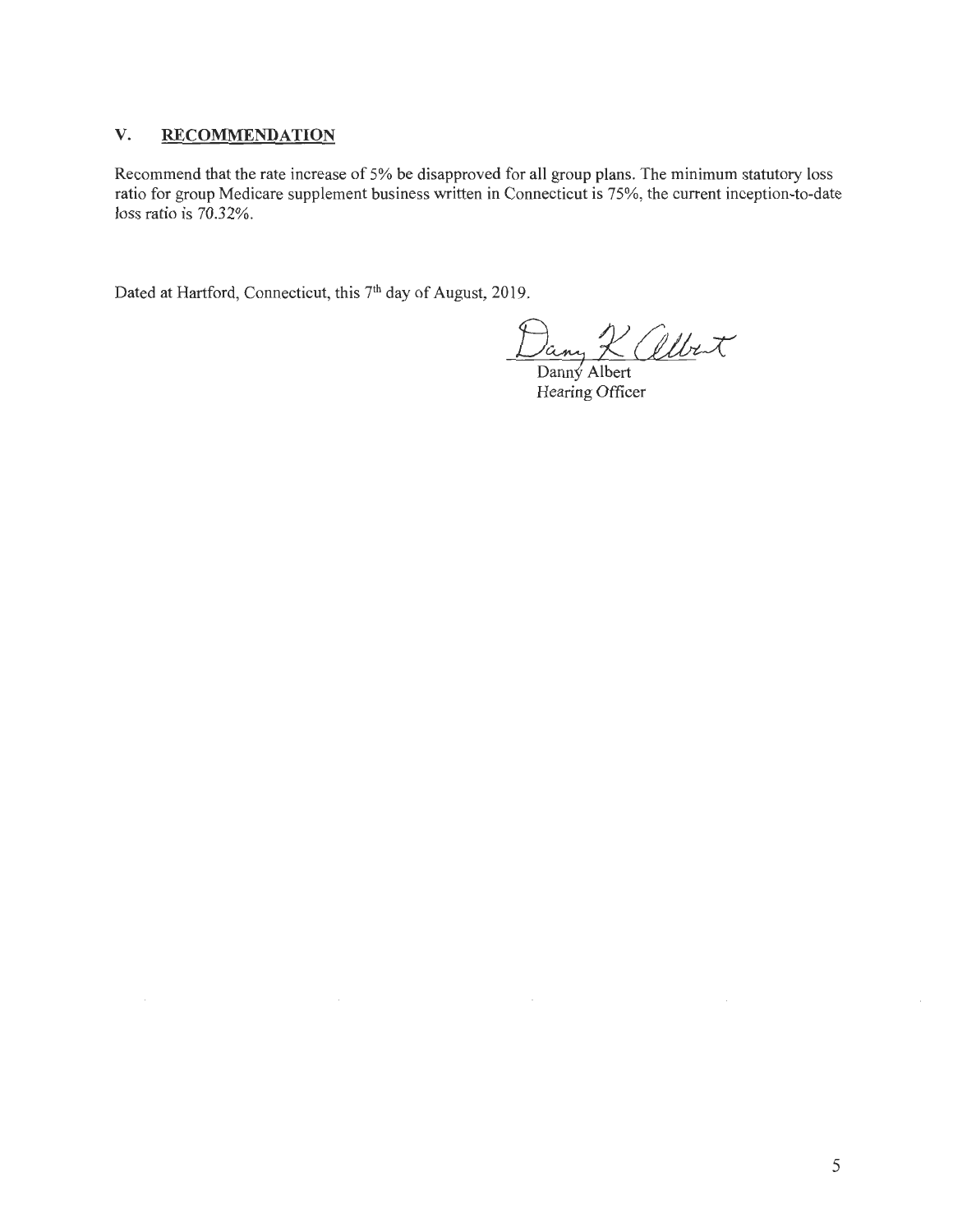## V. RECOMMENDATION

Recommend that the rate increase of 5% be disapproved for all group plans. The minimum statutory loss ratio for group Medicare supplement business written in Connecticut is 75%, the current inception-to-date loss ratio is 70.32%.

Dated at Hartford, Connecticut, this 7th day of August, 2019.

Danny K Albert

Danny Albert
Hearing Officer